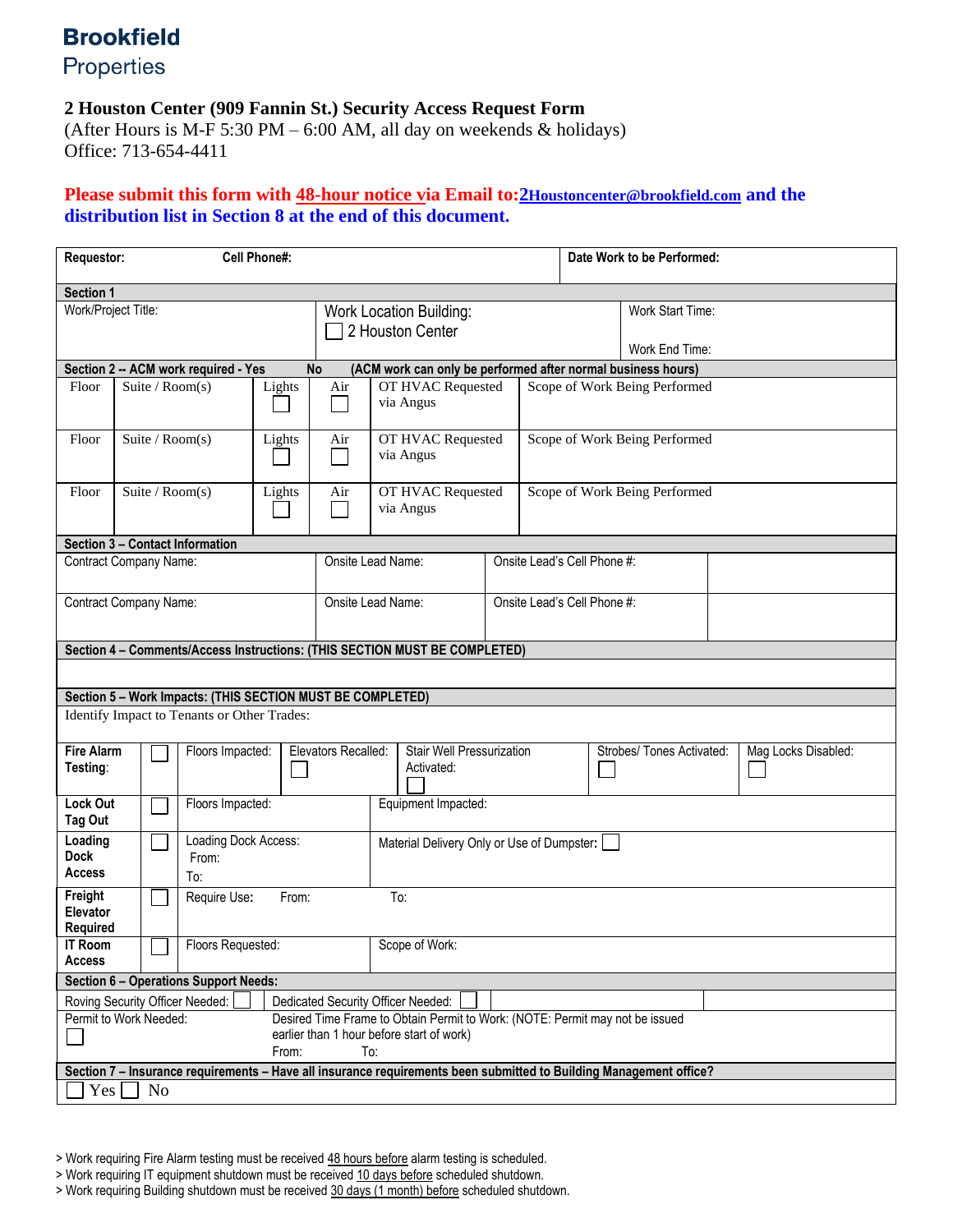**Brookfield**
Properties

**2 Houston Center (909 Fannin St.) Security Access Request Form**
(After Hours is M-F 5:30 PM – 6:00 AM, all day on weekends & holidays)
Office: 713-654-4411

**Please submit this form with 48-hour notice via Email to: 2Houstoncenter@brookfield.com and the distribution list in Section 8 at the end of this document.**

| **Requestor:** | **Cell Phone#:** | | **Date Work to be Performed:** |
|---|---|---|---|
| **Section 1** | | | |
| Work/Project Title: | Work Location Building: ☐ 2 Houston Center | | Work Start Time: <br> Work End Time: |

**Section 2 -- ACM work required - Yes No (ACM work can only be performed after normal business hours)**

| Floor | Suite / Room(s) | Lights | Air | OT HVAC Requested via Angus | Scope of Work Being Performed |
|---|---|---|---|---|---|
| Floor | Suite / Room(s) | Lights ☐ | Air ☐ | OT HVAC Requested via Angus | Scope of Work Being Performed |
| Floor | Suite / Room(s) | Lights ☐ | Air ☐ | OT HVAC Requested via Angus | Scope of Work Being Performed |
| Floor | Suite / Room(s) | Lights ☐ | Air ☐ | OT HVAC Requested via Angus | Scope of Work Being Performed |

**Section 3 – Contact Information**

| Contract Company Name: | Onsite Lead Name: | Onsite Lead's Cell Phone #: | |
|---|---|---|---|
| Contract Company Name: | Onsite Lead Name: | Onsite Lead's Cell Phone #: | |

**Section 4 – Comments/Access Instructions: (THIS SECTION MUST BE COMPLETED)**

**Section 5 – Work Impacts: (THIS SECTION MUST BE COMPLETED)**

Identify Impact to Tenants or Other Trades:

| | | | | | | |
|---|---|---|---|---|---|---|
| **Fire Alarm Testing**: | ☐ | Floors Impacted: | Elevators Recalled: ☐ | Stair Well Pressurization Activated: ☐ | Strobes/ Tones Activated: ☐ | Mag Locks Disabled: ☐ |
| **Lock Out Tag Out** | ☐ | Floors Impacted: | Equipment Impacted: | | | |
| **Loading Dock Access** | ☐ | Loading Dock Access: From: To: | Material Delivery Only or Use of Dumpster: ☐ | | | |
| **Freight Elevator Required** | ☐ | Require Use: From: | To: | | | |
| **IT Room Access** | ☐ | Floors Requested: | Scope of Work: | | | |

**Section 6 – Operations Support Needs:**

| | |
|---|---|
| Roving Security Officer Needed: ☐ | Dedicated Security Officer Needed: ☐ |
| Permit to Work Needed: ☐ | Desired Time Frame to Obtain Permit to Work: (NOTE: Permit may not be issued earlier than 1 hour before start of work) From: To: |

**Section 7 – Insurance requirements – Have all insurance requirements been submitted to Building Management office?**

☐ Yes ☐ No

> Work requiring Fire Alarm testing must be received 48 hours before alarm testing is scheduled.
> Work requiring IT equipment shutdown must be received 10 days before scheduled shutdown.
> Work requiring Building shutdown must be received 30 days (1 month) before scheduled shutdown.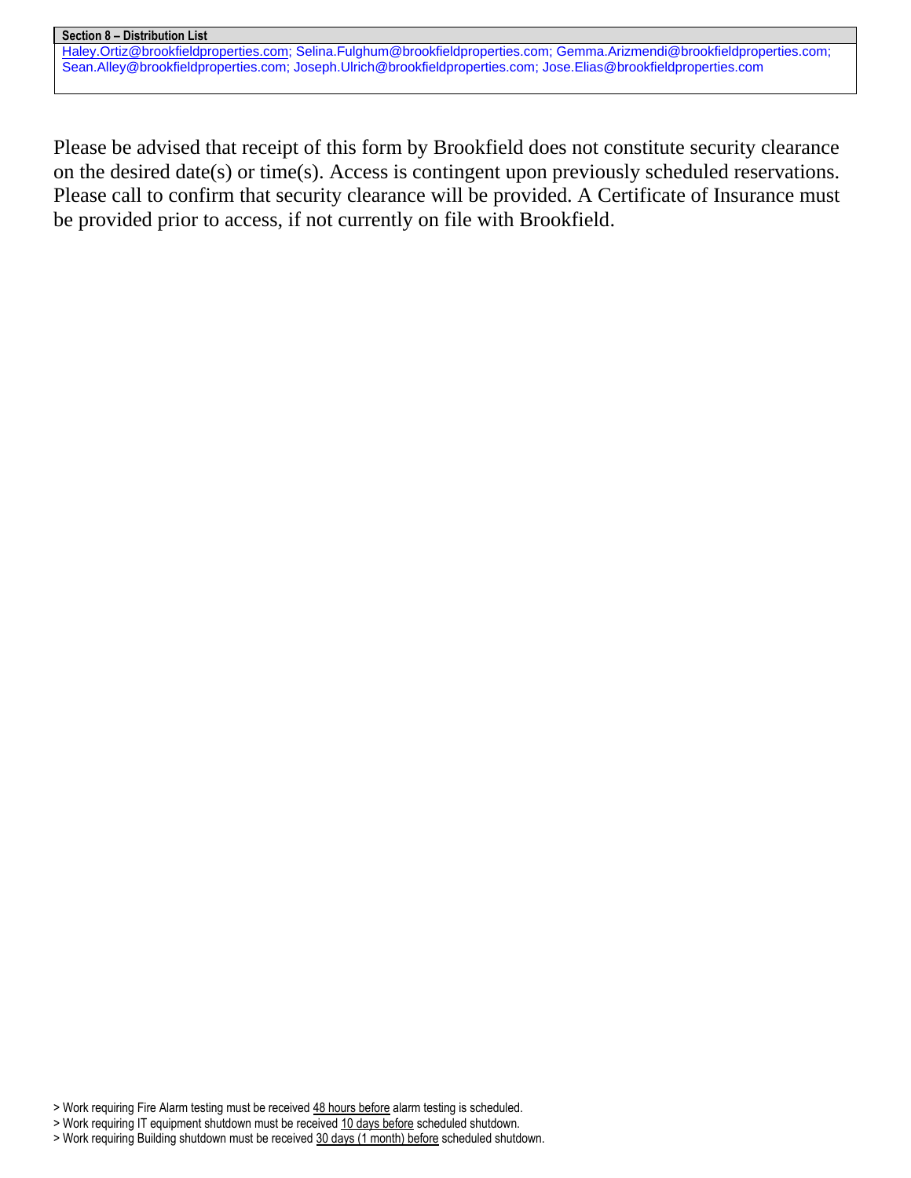**Section 8 – Distribution List**

Haley.Ortiz@brookfieldproperties.com; Selina.Fulghum@brookfieldproperties.com; Gemma.Arizmendi@brookfieldproperties.com; Sean.Alley@brookfieldproperties.com; Joseph.Ulrich@brookfieldproperties.com; Jose.Elias@brookfieldproperties.com

Please be advised that receipt of this form by Brookfield does not constitute security clearance on the desired date(s) or time(s). Access is contingent upon previously scheduled reservations. Please call to confirm that security clearance will be provided. A Certificate of Insurance must be provided prior to access, if not currently on file with Brookfield.

> Work requiring Fire Alarm testing must be received 48 hours before alarm testing is scheduled.
> Work requiring IT equipment shutdown must be received 10 days before scheduled shutdown.
> Work requiring Building shutdown must be received 30 days (1 month) before scheduled shutdown.